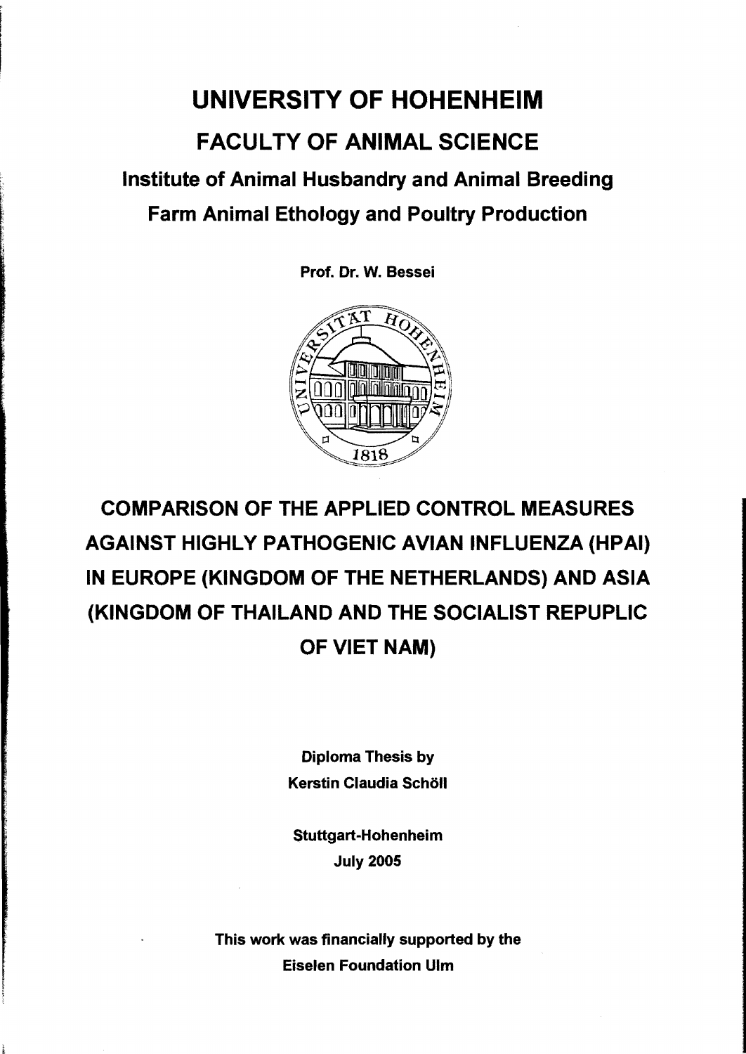# UNIVERSITY OF HOHENHEIM

## FACULTY OF ANIMAL SCIENCE

### Institute of Animal Husbandry and Animal Breeding

### Farm Animal Ethology and Poultry Production

**Prof. Dr. W. Bessei**

# COMPARISON OF THE APPLIED CONTROL MEASURES AGAINST HIGHLY PATHOGENIC AVIAN INFLUENZA (HPAI) IN EUROPE (KINGDOM OF THE NETHERLANDS) AND ASIA (KINGDOM OF THAILAND AND THE SOCIALIST REPUPLIC OF VIET NAM)

**Diploma Thesis by**
**Kerstin Claudia Schöll**

**Stuttgart-Hohenheim**
**July 2005**

**This work was financially supported by the**
**Eiselen Foundation Ulm**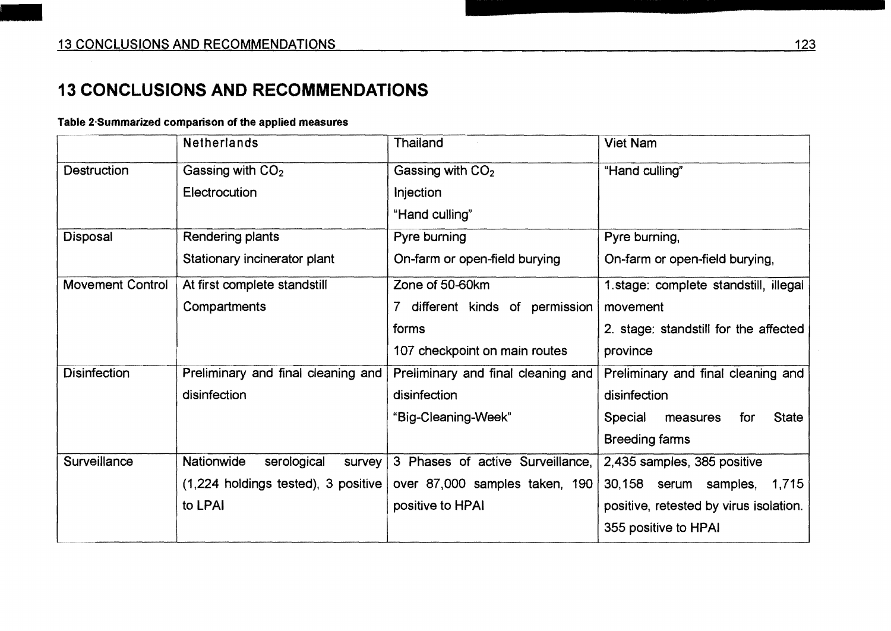# 13 CONCLUSIONS AND RECOMMENDATIONS

**Table 2 Summarized comparison of the applied measures**

| | Netherlands | Thailand | Viet Nam |
|---|---|---|---|
| Destruction | Gassing with $CO_2$<br>Electrocution | Gassing with $CO_2$<br>Injection<br>"Hand culling" | "Hand culling" |
| Disposal | Rendering plants<br>Stationary incinerator plant | Pyre burning<br>On-farm or open-field burying | Pyre burning,<br>On-farm or open-field burying, |
| Movement Control | At first complete standstill<br>Compartments | Zone of 50-60km<br>7 different kinds of permission forms<br>107 checkpoint on main routes | 1.stage: complete standstill, illegal movement<br>2. stage: standstill for the affected province |
| Disinfection | Preliminary and final cleaning and disinfection | Preliminary and final cleaning and disinfection<br>"Big-Cleaning-Week" | Preliminary and final cleaning and disinfection<br>Special measures for State Breeding farms |
| Surveillance | Nationwide serological survey (1,224 holdings tested), 3 positive to LPAI | 3 Phases of active Surveillance, over 87,000 samples taken, 190 positive to HPAI | 2,435 samples, 385 positive<br>30,158 serum samples, 1,715 positive, retested by virus isolation.<br>355 positive to HPAI |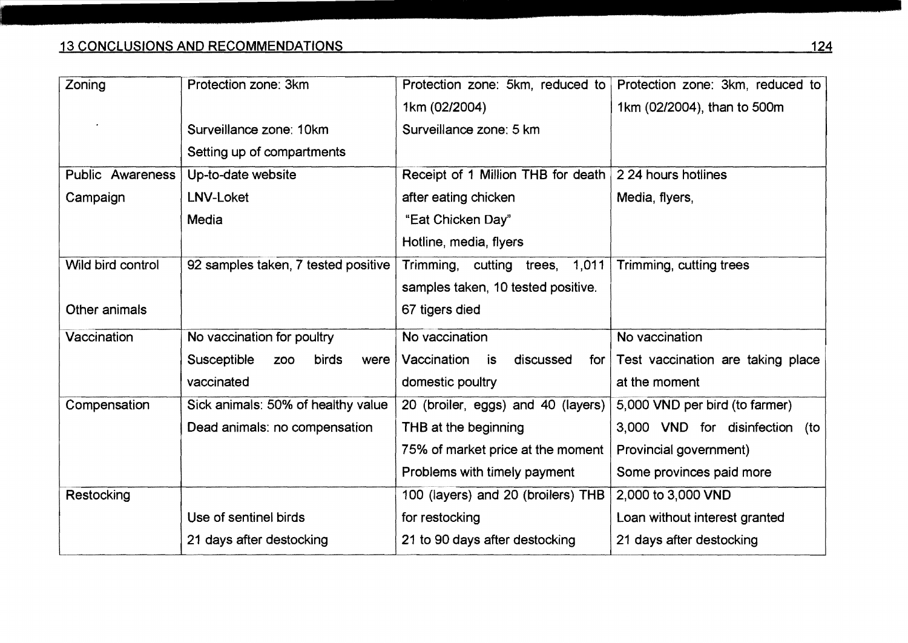| Zoning | Protection zone: 3km<br><br>Surveillance zone: 10km<br>Setting up of compartments | Protection zone: 5km, reduced to 1km (02/2004)<br>Surveillance zone: 5 km | Protection zone: 3km, reduced to 1km (02/2004), than to 500m |
|---|---|---|---|
| Public Awareness Campaign | Up-to-date website<br>LNV-Loket<br>Media | Receipt of 1 Million THB for death after eating chicken<br>"Eat Chicken Day"<br>Hotline, media, flyers | 2 24 hours hotlines<br>Media, flyers, |
| Wild bird control<br><br>Other animals | 92 samples taken, 7 tested positive | Trimming, cutting trees, 1,011 samples taken, 10 tested positive.<br>67 tigers died | Trimming, cutting trees |
| Vaccination | No vaccination for poultry<br>Susceptible zoo birds were vaccinated | No vaccination<br>Vaccination is discussed for domestic poultry | No vaccination<br>Test vaccination are taking place at the moment |
| Compensation | Sick animals: 50% of healthy value<br>Dead animals: no compensation | 20 (broiler, eggs) and 40 (layers) THB at the beginning<br>75% of market price at the moment<br>Problems with timely payment | 5,000 VND per bird (to farmer)<br>3,000 VND for disinfection (to Provincial government)<br>Some provinces paid more |
| Restocking | <br>Use of sentinel birds<br>21 days after destocking | 100 (layers) and 20 (broilers) THB for restocking<br>21 to 90 days after destocking | 2,000 to 3,000 VND<br>Loan without interest granted<br>21 days after destocking |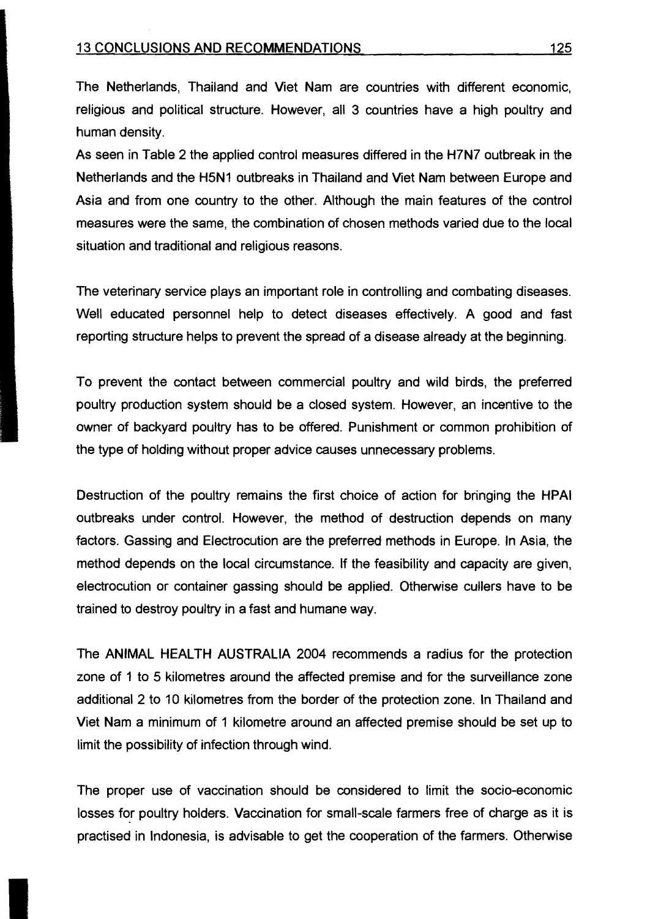The Netherlands, Thailand and Viet Nam are countries with different economic, religious and political structure. However, all 3 countries have a high poultry and human density.

As seen in Table 2 the applied control measures differed in the H7N7 outbreak in the Netherlands and the H5N1 outbreaks in Thailand and Viet Nam between Europe and Asia and from one country to the other. Although the main features of the control measures were the same, the combination of chosen methods varied due to the local situation and traditional and religious reasons.

The veterinary service plays an important role in controlling and combating diseases. Well educated personnel help to detect diseases effectively. A good and fast reporting structure helps to prevent the spread of a disease already at the beginning.

To prevent the contact between commercial poultry and wild birds, the preferred poultry production system should be a closed system. However, an incentive to the owner of backyard poultry has to be offered. Punishment or common prohibition of the type of holding without proper advice causes unnecessary problems.

Destruction of the poultry remains the first choice of action for bringing the HPAI outbreaks under control. However, the method of destruction depends on many factors. Gassing and Electrocution are the preferred methods in Europe. In Asia, the method depends on the local circumstance. If the feasibility and capacity are given, electrocution or container gassing should be applied. Otherwise cullers have to be trained to destroy poultry in a fast and humane way.

The ANIMAL HEALTH AUSTRALIA 2004 recommends a radius for the protection zone of 1 to 5 kilometres around the affected premise and for the surveillance zone additional 2 to 10 kilometres from the border of the protection zone. In Thailand and Viet Nam a minimum of 1 kilometre around an affected premise should be set up to limit the possibility of infection through wind.

The proper use of vaccination should be considered to limit the socio-economic losses for poultry holders. Vaccination for small-scale farmers free of charge as it is practised in Indonesia, is advisable to get the cooperation of the farmers. Otherwise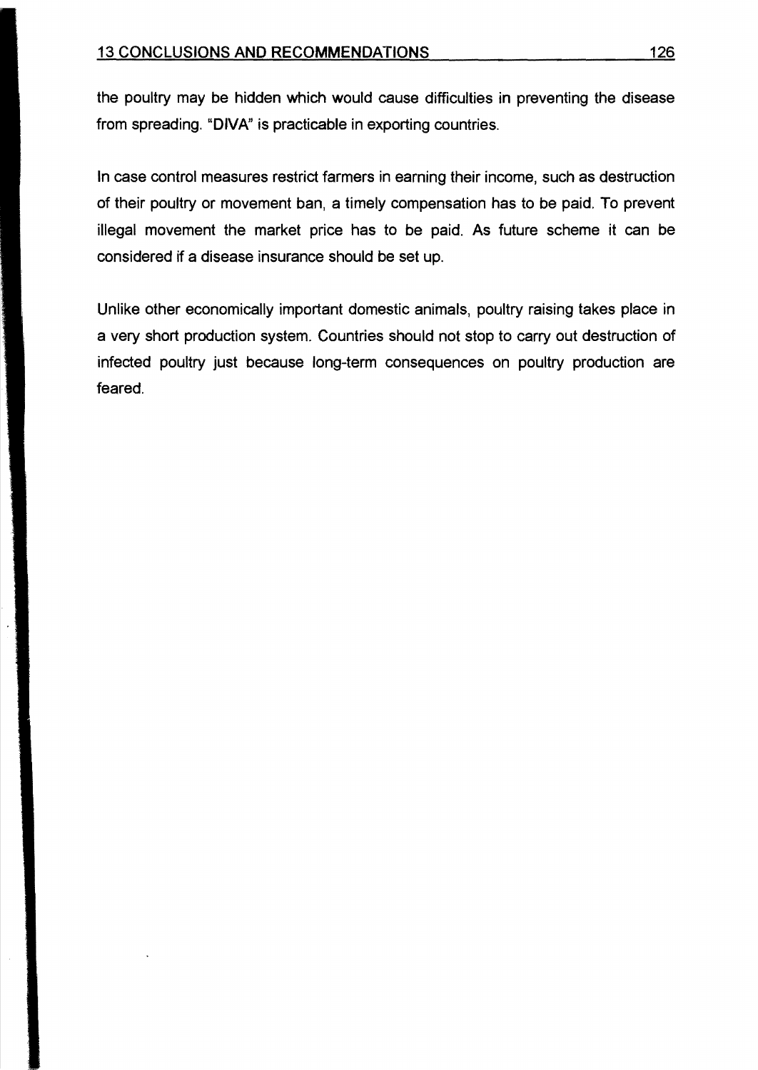the poultry may be hidden which would cause difficulties in preventing the disease from spreading. "DIVA" is practicable in exporting countries.

In case control measures restrict farmers in earning their income, such as destruction of their poultry or movement ban, a timely compensation has to be paid. To prevent illegal movement the market price has to be paid. As future scheme it can be considered if a disease insurance should be set up.

Unlike other economically important domestic animals, poultry raising takes place in a very short production system. Countries should not stop to carry out destruction of infected poultry just because long-term consequences on poultry production are feared.